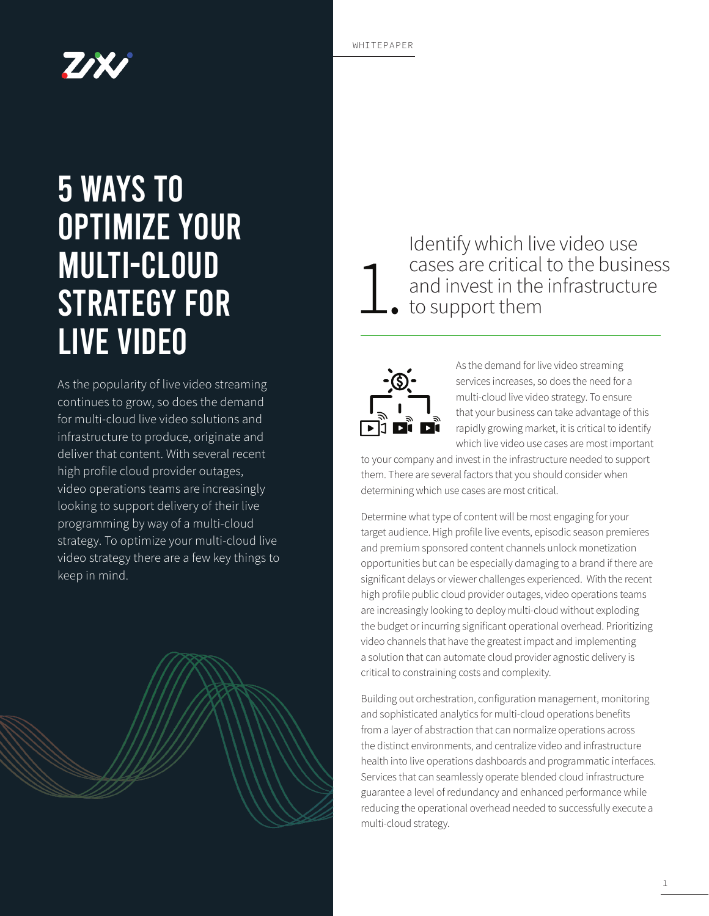WHITEPAPER

# 5 WAYS TO OPTIMIZE YOUR MULTI-CLOUD STRATEGY FOR LIVE VIDEO

As the popularity of live video streaming continues to grow, so does the demand for multi-cloud live video solutions and infrastructure to produce, originate and deliver that content. With several recent high profile cloud provider outages, video operations teams are increasingly looking to support delivery of their live programming by way of a multi-cloud strategy. To optimize your multi-cloud live video strategy there are a few key things to keep in mind.

## 1. Identify which live video use cases are critical to the business and invest in the infrastructure to support them

As the demand for live video streaming services increases, so does the need for a multi-cloud live video strategy. To ensure that your business can take advantage of this rapidly growing market, it is critical to identify which live video use cases are most important to your company and invest in the infrastructure needed to support them. There are several factors that you should consider when determining which use cases are most critical.

Determine what type of content will be most engaging for your target audience. High profile live events, episodic season premieres and premium sponsored content channels unlock monetization opportunities but can be especially damaging to a brand if there are significant delays or viewer challenges experienced. With the recent high profile public cloud provider outages, video operations teams are increasingly looking to deploy multi-cloud without exploding the budget or incurring significant operational overhead. Prioritizing video channels that have the greatest impact and implementing a solution that can automate cloud provider agnostic delivery is critical to constraining costs and complexity.

Building out orchestration, configuration management, monitoring and sophisticated analytics for multi-cloud operations benefits from a layer of abstraction that can normalize operations across the distinct environments, and centralize video and infrastructure health into live operations dashboards and programmatic interfaces. Services that can seamlessly operate blended cloud infrastructure guarantee a level of redundancy and enhanced performance while reducing the operational overhead needed to successfully execute a multi-cloud strategy.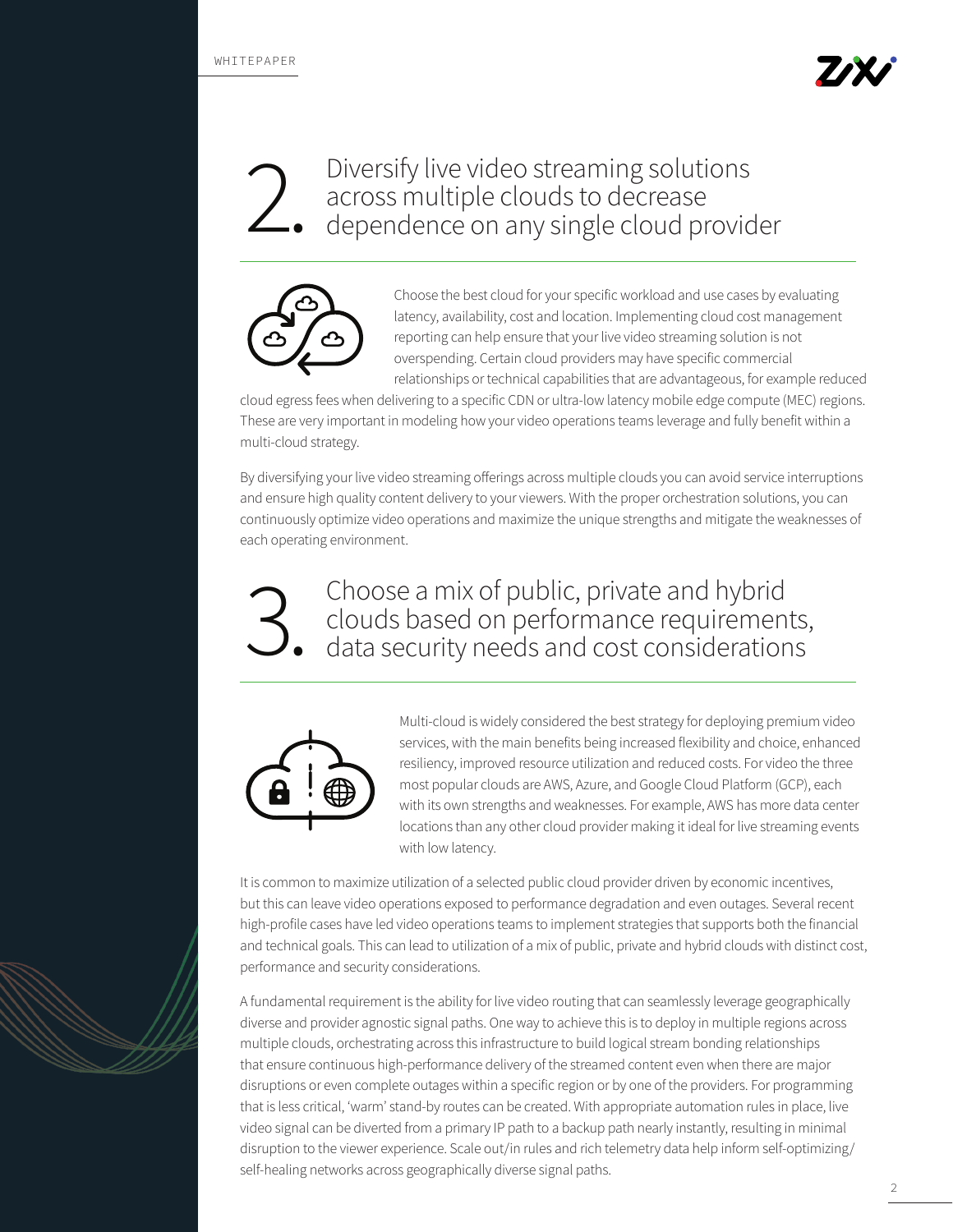## 2. Diversify live video streaming solutions across multiple clouds to decrease dependence on any single cloud provider

Choose the best cloud for your specific workload and use cases by evaluating latency, availability, cost and location. Implementing cloud cost management reporting can help ensure that your live video streaming solution is not overspending. Certain cloud providers may have specific commercial relationships or technical capabilities that are advantageous, for example reduced cloud egress fees when delivering to a specific CDN or ultra-low latency mobile edge compute (MEC) regions. These are very important in modeling how your video operations teams leverage and fully benefit within a multi-cloud strategy.

By diversifying your live video streaming offerings across multiple clouds you can avoid service interruptions and ensure high quality content delivery to your viewers. With the proper orchestration solutions, you can continuously optimize video operations and maximize the unique strengths and mitigate the weaknesses of each operating environment.

## 3. Choose a mix of public, private and hybrid clouds based on performance requirements, data security needs and cost considerations

Multi-cloud is widely considered the best strategy for deploying premium video services, with the main benefits being increased flexibility and choice, enhanced resiliency, improved resource utilization and reduced costs. For video the three most popular clouds are AWS, Azure, and Google Cloud Platform (GCP), each with its own strengths and weaknesses. For example, AWS has more data center locations than any other cloud provider making it ideal for live streaming events with low latency.

It is common to maximize utilization of a selected public cloud provider driven by economic incentives, but this can leave video operations exposed to performance degradation and even outages. Several recent high-profile cases have led video operations teams to implement strategies that supports both the financial and technical goals. This can lead to utilization of a mix of public, private and hybrid clouds with distinct cost, performance and security considerations.

A fundamental requirement is the ability for live video routing that can seamlessly leverage geographically diverse and provider agnostic signal paths. One way to achieve this is to deploy in multiple regions across multiple clouds, orchestrating across this infrastructure to build logical stream bonding relationships that ensure continuous high-performance delivery of the streamed content even when there are major disruptions or even complete outages within a specific region or by one of the providers. For programming that is less critical, 'warm' stand-by routes can be created. With appropriate automation rules in place, live video signal can be diverted from a primary IP path to a backup path nearly instantly, resulting in minimal disruption to the viewer experience. Scale out/in rules and rich telemetry data help inform self-optimizing/self-healing networks across geographically diverse signal paths.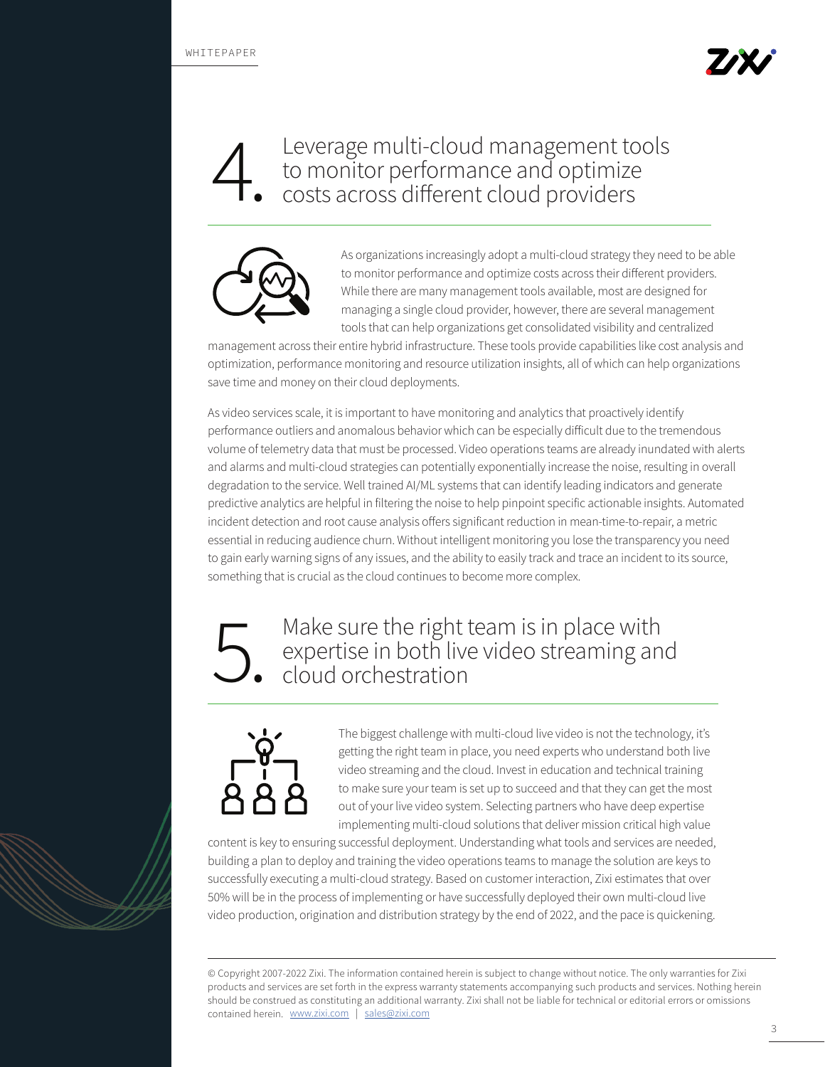## 4. Leverage multi-cloud management tools to monitor performance and optimize costs across different cloud providers

As organizations increasingly adopt a multi-cloud strategy they need to be able to monitor performance and optimize costs across their different providers. While there are many management tools available, most are designed for managing a single cloud provider, however, there are several management tools that can help organizations get consolidated visibility and centralized management across their entire hybrid infrastructure. These tools provide capabilities like cost analysis and optimization, performance monitoring and resource utilization insights, all of which can help organizations save time and money on their cloud deployments.

As video services scale, it is important to have monitoring and analytics that proactively identify performance outliers and anomalous behavior which can be especially difficult due to the tremendous volume of telemetry data that must be processed. Video operations teams are already inundated with alerts and alarms and multi-cloud strategies can potentially exponentially increase the noise, resulting in overall degradation to the service. Well trained AI/ML systems that can identify leading indicators and generate predictive analytics are helpful in filtering the noise to help pinpoint specific actionable insights. Automated incident detection and root cause analysis offers significant reduction in mean-time-to-repair, a metric essential in reducing audience churn. Without intelligent monitoring you lose the transparency you need to gain early warning signs of any issues, and the ability to easily track and trace an incident to its source, something that is crucial as the cloud continues to become more complex.

## 5. Make sure the right team is in place with expertise in both live video streaming and cloud orchestration

The biggest challenge with multi-cloud live video is not the technology, it's getting the right team in place, you need experts who understand both live video streaming and the cloud. Invest in education and technical training to make sure your team is set up to succeed and that they can get the most out of your live video system. Selecting partners who have deep expertise implementing multi-cloud solutions that deliver mission critical high value content is key to ensuring successful deployment. Understanding what tools and services are needed, building a plan to deploy and training the video operations teams to manage the solution are keys to successfully executing a multi-cloud strategy. Based on customer interaction, Zixi estimates that over 50% will be in the process of implementing or have successfully deployed their own multi-cloud live video production, origination and distribution strategy by the end of 2022, and the pace is quickening.

© Copyright 2007-2022 Zixi. The information contained herein is subject to change without notice. The only warranties for Zixi products and services are set forth in the express warranty statements accompanying such products and services. Nothing herein should be construed as constituting an additional warranty. Zixi shall not be liable for technical or editorial errors or omissions contained herein. www.zixi.com | sales@zixi.com